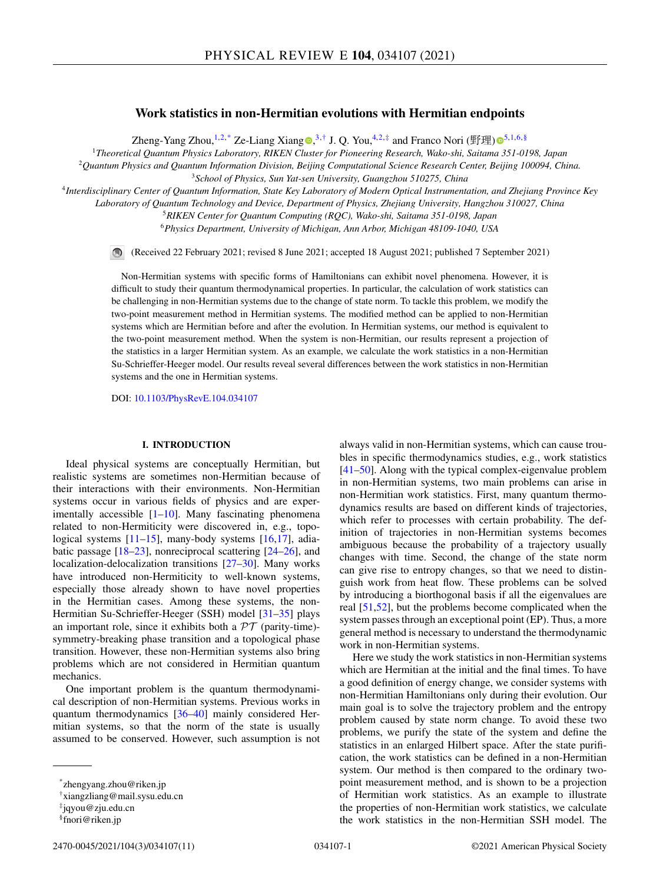# Work statistics in non-Hermitian evolutions with Hermitian endpoints

Zheng-Yang Zhou,[1,2,*] Ze-Liang Xiang,[3,†] J. Q. You,[4,2,‡] and Franco Nori (野理)[5,1,6,§]

[1]Theoretical Quantum Physics Laboratory, RIKEN Cluster for Pioneering Research, Wako-shi, Saitama 351-0198, Japan
[2]Quantum Physics and Quantum Information Division, Beijing Computational Science Research Center, Beijing 100094, China.
[3]School of Physics, Sun Yat-sen University, Guangzhou 510275, China
[4]Interdisciplinary Center of Quantum Information, State Key Laboratory of Modern Optical Instrumentation, and Zhejiang Province Key Laboratory of Quantum Technology and Device, Department of Physics, Zhejiang University, Hangzhou 310027, China
[5]RIKEN Center for Quantum Computing (RQC), Wako-shi, Saitama 351-0198, Japan
[6]Physics Department, University of Michigan, Ann Arbor, Michigan 48109-1040, USA

(Received 22 February 2021; revised 8 June 2021; accepted 18 August 2021; published 7 September 2021)

Non-Hermitian systems with specific forms of Hamiltonians can exhibit novel phenomena. However, it is difficult to study their quantum thermodynamical properties. In particular, the calculation of work statistics can be challenging in non-Hermitian systems due to the change of state norm. To tackle this problem, we modify the two-point measurement method in Hermitian systems. The modified method can be applied to non-Hermitian systems which are Hermitian before and after the evolution. In Hermitian systems, our method is equivalent to the two-point measurement method. When the system is non-Hermitian, our results represent a projection of the statistics in a larger Hermitian system. As an example, we calculate the work statistics in a non-Hermitian Su-Schrieffer-Heeger model. Our results reveal several differences between the work statistics in non-Hermitian systems and the one in Hermitian systems.

DOI: 10.1103/PhysRevE.104.034107

## I. INTRODUCTION

Ideal physical systems are conceptually Hermitian, but realistic systems are sometimes non-Hermitian because of their interactions with their environments. Non-Hermitian systems occur in various fields of physics and are experimentally accessible [1–10]. Many fascinating phenomena related to non-Hermiticity were discovered in, e.g., topological systems [11–15], many-body systems [16,17], adiabatic passage [18–23], nonreciprocal scattering [24–26], and localization-delocalization transitions [27–30]. Many works have introduced non-Hermiticity to well-known systems, especially those already shown to have novel properties in the Hermitian cases. Among these systems, the non-Hermitian Su-Schrieffer-Heeger (SSH) model [31–35] plays an important role, since it exhibits both a $\mathcal{PT}$ (parity-time)-symmetry-breaking phase transition and a topological phase transition. However, these non-Hermitian systems also bring problems which are not considered in Hermitian quantum mechanics.

One important problem is the quantum thermodynamical description of non-Hermitian systems. Previous works in quantum thermodynamics [36–40] mainly considered Hermitian systems, so that the norm of the state is usually assumed to be conserved. However, such assumption is not always valid in non-Hermitian systems, which can cause troubles in specific thermodynamics studies, e.g., work statistics [41–50]. Along with the typical complex-eigenvalue problem in non-Hermitian systems, two main problems can arise in non-Hermitian work statistics. First, many quantum thermodynamics results are based on different kinds of trajectories, which refer to processes with certain probability. The definition of trajectories in non-Hermitian systems becomes ambiguous because the probability of a trajectory usually changes with time. Second, the change of the state norm can give rise to entropy changes, so that we need to distinguish work from heat flow. These problems can be solved by introducing a biorthogonal basis if all the eigenvalues are real [51,52], but the problems become complicated when the system passes through an exceptional point (EP). Thus, a more general method is necessary to understand the thermodynamic work in non-Hermitian systems.

Here we study the work statistics in non-Hermitian systems which are Hermitian at the initial and the final times. To have a good definition of energy change, we consider systems with non-Hermitian Hamiltonians only during their evolution. Our main goal is to solve the trajectory problem and the entropy problem caused by state norm change. To avoid these two problems, we purify the state of the system and define the statistics in an enlarged Hilbert space. After the state purification, the work statistics can be defined in a non-Hermitian system. Our method is then compared to the ordinary two-point measurement method, and is shown to be a projection of Hermitian work statistics. As an example to illustrate the properties of non-Hermitian work statistics, we calculate the work statistics in the non-Hermitian SSH model. The

---

*zhengyang.zhou@riken.jp
†xiangzliang@mail.sysu.edu.cn
‡jqyou@zju.edu.cn
§fnori@riken.jp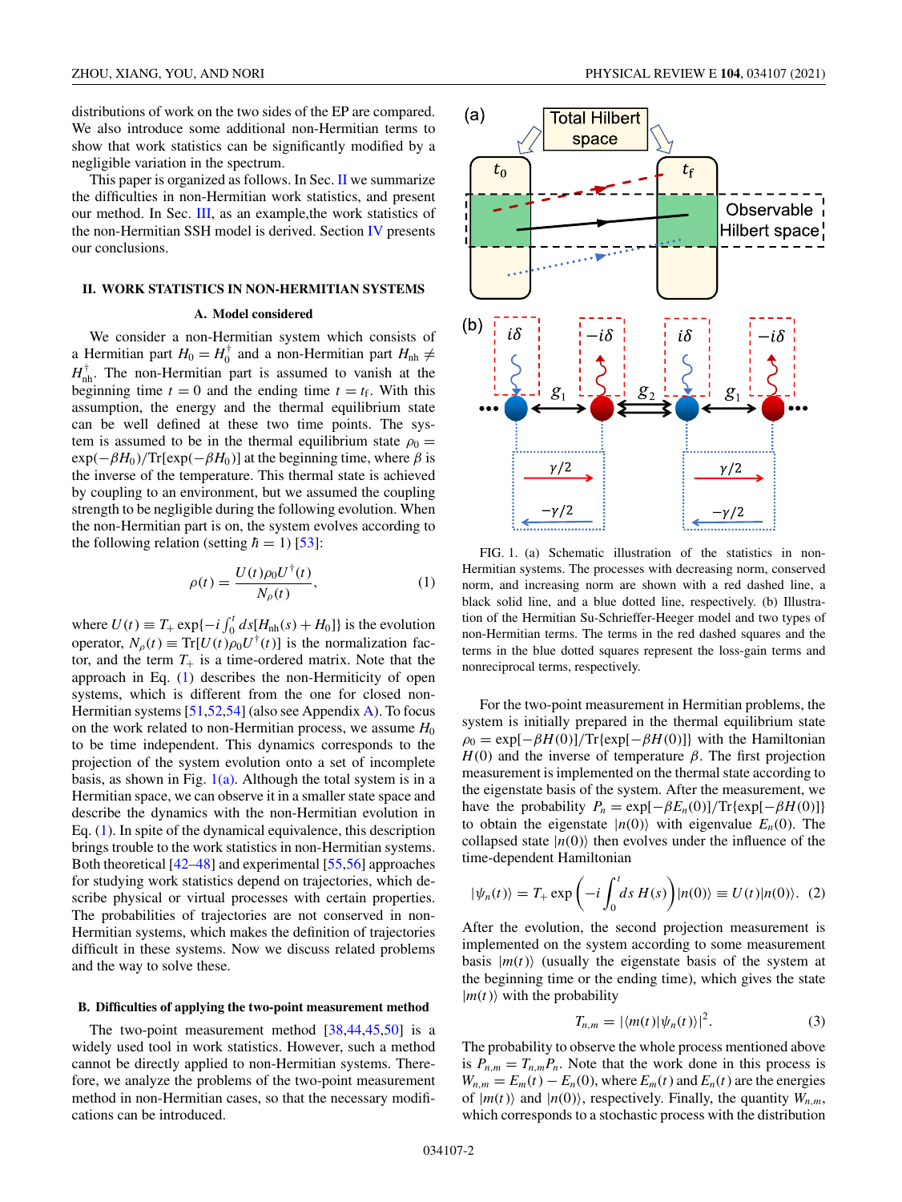distributions of work on the two sides of the EP are compared. We also introduce some additional non-Hermitian terms to show that work statistics can be significantly modified by a negligible variation in the spectrum.

This paper is organized as follows. In Sec. II we summarize the difficulties in non-Hermitian work statistics, and present our method. In Sec. III, as an example,the work statistics of the non-Hermitian SSH model is derived. Section IV presents our conclusions.

## II. WORK STATISTICS IN NON-HERMITIAN SYSTEMS

### A. Model considered

We consider a non-Hermitian system which consists of a Hermitian part $H_0 = H_0^\dagger$ and a non-Hermitian part $H_{\rm nh} \neq H_{\rm nh}^\dagger$. The non-Hermitian part is assumed to vanish at the beginning time $t = 0$ and the ending time $t = t_{\rm f}$. With this assumption, the energy and the thermal equilibrium state can be well defined at these two time points. The system is assumed to be in the thermal equilibrium state $\rho_0 = \exp(-\beta H_0)/{\rm Tr}[\exp(-\beta H_0)]$ at the beginning time, where $\beta$ is the inverse of the temperature. This thermal state is achieved by coupling to an environment, but we assumed the coupling strength to be negligible during the following evolution. When the non-Hermitian part is on, the system evolves according to the following relation (setting $\hbar = 1$) [53]:

$$\rho(t) = \frac{U(t)\rho_0 U^\dagger(t)}{N_\rho(t)}, \tag{1}$$

where $U(t) \equiv T_+ \exp\{-i\int_0^t ds[H_{\rm nh}(s) + H_0]\}$ is the evolution operator, $N_\rho(t) \equiv {\rm Tr}[U(t)\rho_0 U^\dagger(t)]$ is the normalization factor, and the term $T_+$ is a time-ordered matrix. Note that the approach in Eq. (1) describes the non-Hermiticity of open systems, which is different from the one for closed non-Hermitian systems [51,52,54] (also see Appendix A). To focus on the work related to non-Hermitian process, we assume $H_0$ to be time independent. This dynamics corresponds to the projection of the system evolution onto a set of incomplete basis, as shown in Fig. 1(a). Although the total system is in a Hermitian space, we can observe it in a smaller state space and describe the dynamics with the non-Hermitian evolution in Eq. (1). In spite of the dynamical equivalence, this description brings trouble to the work statistics in non-Hermitian systems. Both theoretical [42–48] and experimental [55,56] approaches for studying work statistics depend on trajectories, which describe physical or virtual processes with certain properties. The probabilities of trajectories are not conserved in non-Hermitian systems, which makes the definition of trajectories difficult in these systems. Now we discuss related problems and the way to solve these.

### B. Difficulties of applying the two-point measurement method

The two-point measurement method [38,44,45,50] is a widely used tool in work statistics. However, such a method cannot be directly applied to non-Hermitian systems. Therefore, we analyze the problems of the two-point measurement method in non-Hermitian cases, so that the necessary modifications can be introduced.

FIG. 1. (a) Schematic illustration of the statistics in non-Hermitian systems. The processes with decreasing norm, conserved norm, and increasing norm are shown with a red dashed line, a black solid line, and a blue dotted line, respectively. (b) Illustration of the Hermitian Su-Schrieffer-Heeger model and two types of non-Hermitian terms. The terms in the red dashed squares and the terms in the blue dotted squares represent the loss-gain terms and nonreciprocal terms, respectively.

For the two-point measurement in Hermitian problems, the system is initially prepared in the thermal equilibrium state $\rho_0 = \exp[-\beta H(0)]/{\rm Tr}\{\exp[-\beta H(0)]\}$ with the Hamiltonian $H(0)$ and the inverse of temperature $\beta$. The first projection measurement is implemented on the thermal state according to the eigenstate basis of the system. After the measurement, we have the probability $P_n = \exp[-\beta E_n(0)]/{\rm Tr}\{\exp[-\beta H(0)]\}$ to obtain the eigenstate $|n(0)\rangle$ with eigenvalue $E_n(0)$. The collapsed state $|n(0)\rangle$ then evolves under the influence of the time-dependent Hamiltonian

$$|\psi_n(t)\rangle = T_+ \exp\left(-i\int_0^t ds\, H(s)\right)|n(0)\rangle \equiv U(t)|n(0)\rangle. \tag{2}$$

After the evolution, the second projection measurement is implemented on the system according to some measurement basis $|m(t)\rangle$ (usually the eigenstate basis of the system at the beginning time or the ending time), which gives the state $|m(t)\rangle$ with the probability

$$T_{n,m} = |\langle m(t)|\psi_n(t)\rangle|^2. \tag{3}$$

The probability to observe the whole process mentioned above is $P_{n,m} = T_{n,m}P_n$. Note that the work done in this process is $W_{n,m} = E_m(t) - E_n(0)$, where $E_m(t)$ and $E_n(t)$ are the energies of $|m(t)\rangle$ and $|n(0)\rangle$, respectively. Finally, the quantity $W_{n,m}$, which corresponds to a stochastic process with the distribution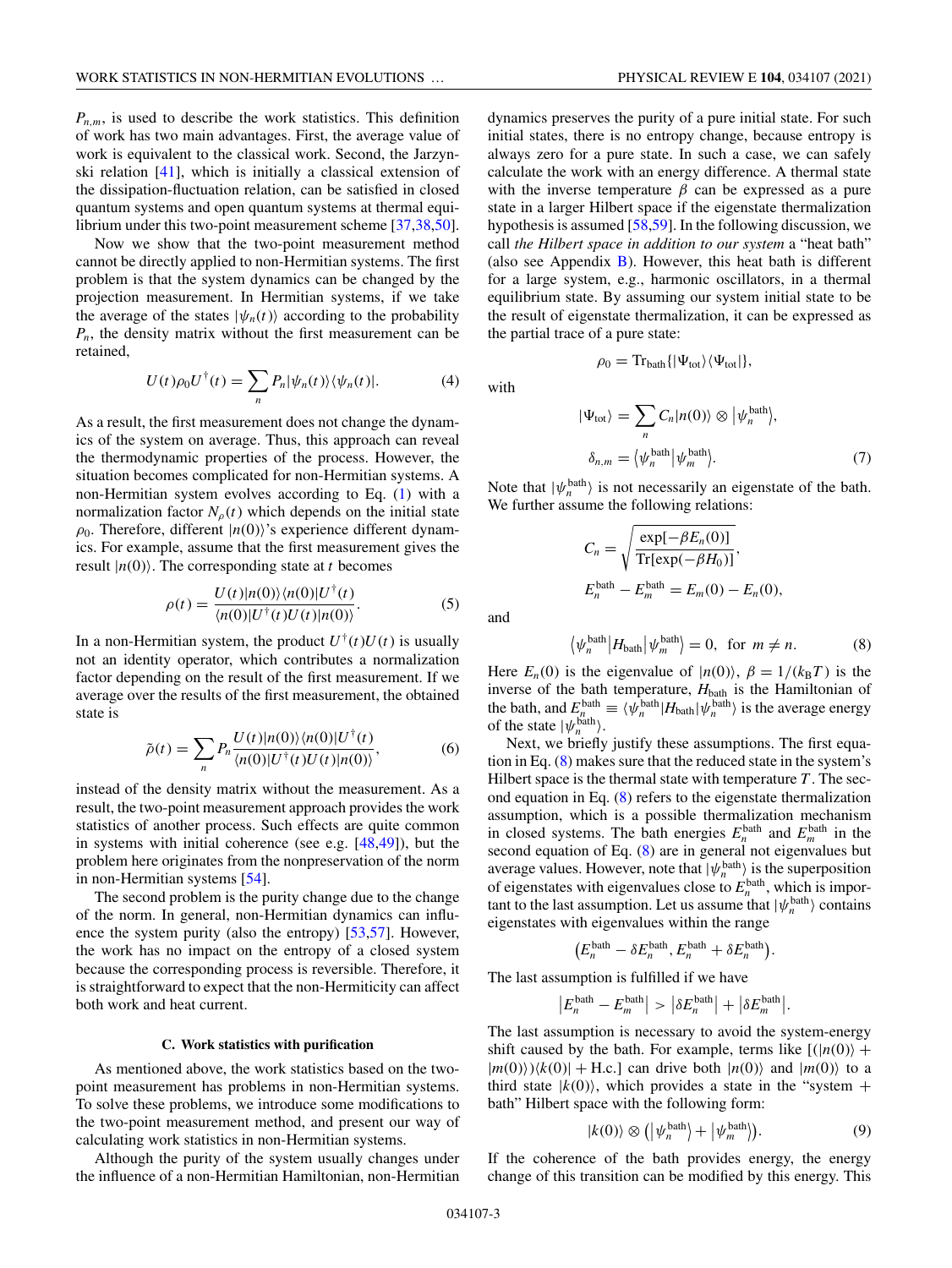$P_{n,m}$, is used to describe the work statistics. This definition of work has two main advantages. First, the average value of work is equivalent to the classical work. Second, the Jarzynski relation [41], which is initially a classical extension of the dissipation-fluctuation relation, can be satisfied in closed quantum systems and open quantum systems at thermal equilibrium under this two-point measurement scheme [37,38,50].

Now we show that the two-point measurement method cannot be directly applied to non-Hermitian systems. The first problem is that the system dynamics can be changed by the projection measurement. In Hermitian systems, if we take the average of the states $|\psi_n(t)\rangle$ according to the probability $P_n$, the density matrix without the first measurement can be retained,

$$U(t)\rho_0 U^\dagger(t) = \sum_n P_n |\psi_n(t)\rangle\langle\psi_n(t)|. \tag{4}$$

As a result, the first measurement does not change the dynamics of the system on average. Thus, this approach can reveal the thermodynamic properties of the process. However, the situation becomes complicated for non-Hermitian systems. A non-Hermitian system evolves according to Eq. (1) with a normalization factor $N_\rho(t)$ which depends on the initial state $\rho_0$. Therefore, different $|n(0)\rangle$'s experience different dynamics. For example, assume that the first measurement gives the result $|n(0)\rangle$. The corresponding state at $t$ becomes

$$\rho(t) = \frac{U(t)|n(0)\rangle\langle n(0)|U^\dagger(t)}{\langle n(0)|U^\dagger(t)U(t)|n(0)\rangle}. \tag{5}$$

In a non-Hermitian system, the product $U^\dagger(t)U(t)$ is usually not an identity operator, which contributes a normalization factor depending on the result of the first measurement. If we average over the results of the first measurement, the obtained state is

$$\tilde{\rho}(t) = \sum_n P_n \frac{U(t)|n(0)\rangle\langle n(0)|U^\dagger(t)}{\langle n(0)|U^\dagger(t)U(t)|n(0)\rangle}, \tag{6}$$

instead of the density matrix without the measurement. As a result, the two-point measurement approach provides the work statistics of another process. Such effects are quite common in systems with initial coherence (see e.g. [48,49]), but the problem here originates from the nonpreservation of the norm in non-Hermitian systems [54].

The second problem is the purity change due to the change of the norm. In general, non-Hermitian dynamics can influence the system purity (also the entropy) [53,57]. However, the work has no impact on the entropy of a closed system because the corresponding process is reversible. Therefore, it is straightforward to expect that the non-Hermiticity can affect both work and heat current.

### C. Work statistics with purification

As mentioned above, the work statistics based on the two-point measurement has problems in non-Hermitian systems. To solve these problems, we introduce some modifications to the two-point measurement method, and present our way of calculating work statistics in non-Hermitian systems.

Although the purity of the system usually changes under the influence of a non-Hermitian Hamiltonian, non-Hermitian dynamics preserves the purity of a pure initial state. For such initial states, there is no entropy change, because entropy is always zero for a pure state. In such a case, we can safely calculate the work with an energy difference. A thermal state with the inverse temperature $\beta$ can be expressed as a pure state in a larger Hilbert space if the eigenstate thermalization hypothesis is assumed [58,59]. In the following discussion, we call *the Hilbert space in addition to our system* a "heat bath" (also see Appendix B). However, this heat bath is different for a large system, e.g., harmonic oscillators, in a thermal equilibrium state. By assuming our system initial state to be the result of eigenstate thermalization, it can be expressed as the partial trace of a pure state:

$$\rho_0 = \mathrm{Tr}_{\mathrm{bath}}\{|\Psi_{\mathrm{tot}}\rangle\langle\Psi_{\mathrm{tot}}|\},$$

with

$$|\Psi_{\mathrm{tot}}\rangle = \sum_n C_n |n(0)\rangle \otimes \left|\psi_n^{\mathrm{bath}}\right\rangle,$$
$$\delta_{n,m} = \left\langle\psi_n^{\mathrm{bath}}\middle|\psi_m^{\mathrm{bath}}\right\rangle. \tag{7}$$

Note that $|\psi_n^{\mathrm{bath}}\rangle$ is not necessarily an eigenstate of the bath. We further assume the following relations:

$$C_n = \sqrt{\frac{\exp[-\beta E_n(0)]}{\mathrm{Tr}[\exp(-\beta H_0)]}},$$
$$E_n^{\mathrm{bath}} - E_m^{\mathrm{bath}} = E_m(0) - E_n(0),$$

and

$$\left\langle\psi_n^{\mathrm{bath}}\middle|H_{\mathrm{bath}}\middle|\psi_m^{\mathrm{bath}}\right\rangle = 0, \text{ for } m \neq n. \tag{8}$$

Here $E_n(0)$ is the eigenvalue of $|n(0)\rangle$, $\beta = 1/(k_B T)$ is the inverse of the bath temperature, $H_{\mathrm{bath}}$ is the Hamiltonian of the bath, and $E_n^{\mathrm{bath}} \equiv \langle\psi_n^{\mathrm{bath}}|H_{\mathrm{bath}}|\psi_n^{\mathrm{bath}}\rangle$ is the average energy of the state $|\psi_n^{\mathrm{bath}}\rangle$.

Next, we briefly justify these assumptions. The first equation in Eq. (8) makes sure that the reduced state in the system's Hilbert space is the thermal state with temperature $T$. The second equation in Eq. (8) refers to the eigenstate thermalization assumption, which is a possible thermalization mechanism in closed systems. The bath energies $E_n^{\mathrm{bath}}$ and $E_m^{\mathrm{bath}}$ in the second equation of Eq. (8) are in general not eigenvalues but average values. However, note that $|\psi_n^{\mathrm{bath}}\rangle$ is the superposition of eigenstates with eigenvalues close to $E_n^{\mathrm{bath}}$, which is important to the last assumption. Let us assume that $|\psi_n^{\mathrm{bath}}\rangle$ contains eigenstates with eigenvalues within the range

$$\left(E_n^{\mathrm{bath}} - \delta E_n^{\mathrm{bath}}, E_n^{\mathrm{bath}} + \delta E_n^{\mathrm{bath}}\right).$$

The last assumption is fulfilled if we have

$$\left|E_n^{\mathrm{bath}} - E_m^{\mathrm{bath}}\right| > \left|\delta E_n^{\mathrm{bath}}\right| + \left|\delta E_m^{\mathrm{bath}}\right|.$$

The last assumption is necessary to avoid the system-energy shift caused by the bath. For example, terms like $[(|n(0)\rangle + |m(0)\rangle)\langle k(0)| + \mathrm{H.c.}]$ can drive both $|n(0)\rangle$ and $|m(0)\rangle$ to a third state $|k(0)\rangle$, which provides a state in the "system + bath" Hilbert space with the following form:

$$|k(0)\rangle \otimes \left(\left|\psi_n^{\mathrm{bath}}\right\rangle + \left|\psi_m^{\mathrm{bath}}\right\rangle\right). \tag{9}$$

If the coherence of the bath provides energy, the energy change of this transition can be modified by this energy. This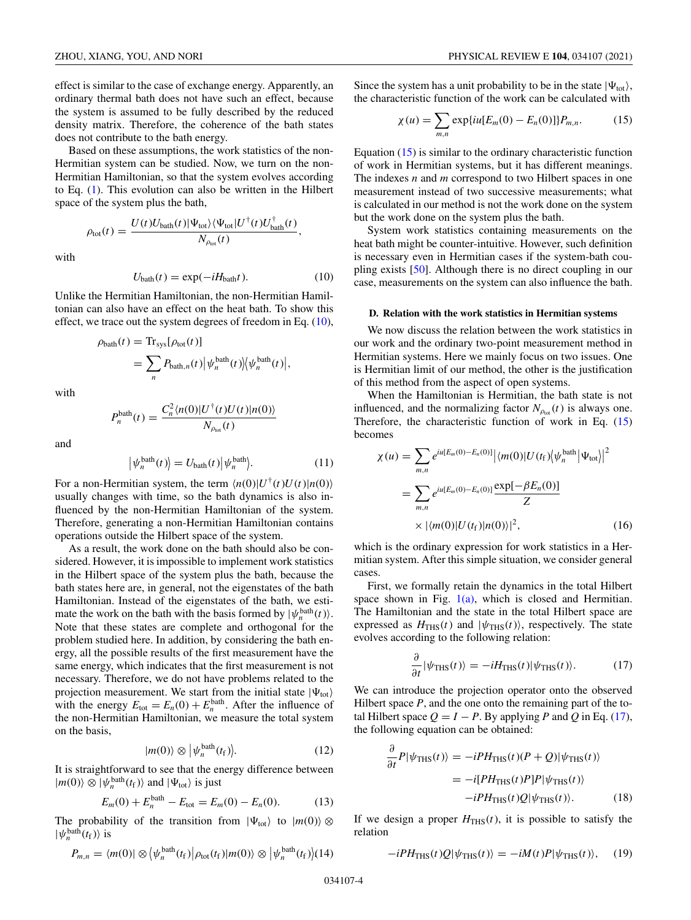effect is similar to the case of exchange energy. Apparently, an ordinary thermal bath does not have such an effect, because the system is assumed to be fully described by the reduced density matrix. Therefore, the coherence of the bath states does not contribute to the bath energy.

Based on these assumptions, the work statistics of the non-Hermitian system can be studied. Now, we turn on the non-Hermitian Hamiltonian, so that the system evolves according to Eq. (1). This evolution can also be written in the Hilbert space of the system plus the bath,

$$\rho_{\rm tot}(t) = \frac{U(t)U_{\rm bath}(t)|\Psi_{\rm tot}\rangle\langle\Psi_{\rm tot}|U^{\dagger}(t)U^{\dagger}_{\rm bath}(t)}{N_{\rho_{\rm tot}}(t)},$$

with

$$U_{\rm bath}(t) = \exp(-iH_{\rm bath}t). \tag{10}$$

Unlike the Hermitian Hamiltonian, the non-Hermitian Hamiltonian can also have an effect on the heat bath. To show this effect, we trace out the system degrees of freedom in Eq. (10),

$$\begin{aligned}\rho_{\rm bath}(t) &= {\rm Tr}_{\rm sys}[\rho_{\rm tot}(t)] \\ &= \sum_n P_{{\rm bath},n}(t)\big|\psi_n^{\rm bath}(t)\big\rangle\big\langle\psi_n^{\rm bath}(t)\big|,\end{aligned}$$

with

$$P_n^{\rm bath}(t) = \frac{C_n^2\langle n(0)|U^{\dagger}(t)U(t)|n(0)\rangle}{N_{\rho_{\rm tot}}(t)}$$

and

$$\big|\psi_n^{\rm bath}(t)\big\rangle = U_{\rm bath}(t)\big|\psi_n^{\rm bath}\big\rangle. \tag{11}$$

For a non-Hermitian system, the term $\langle n(0)|U^{\dagger}(t)U(t)|n(0)\rangle$ usually changes with time, so the bath dynamics is also influenced by the non-Hermitian Hamiltonian of the system. Therefore, generating a non-Hermitian Hamiltonian contains operations outside the Hilbert space of the system.

As a result, the work done on the bath should also be considered. However, it is impossible to implement work statistics in the Hilbert space of the system plus the bath, because the bath states here are, in general, not the eigenstates of the bath Hamiltonian. Instead of the eigenstates of the bath, we estimate the work on the bath with the basis formed by $|\psi_n^{\rm bath}(t)\rangle$. Note that these states are complete and orthogonal for the problem studied here. In addition, by considering the bath energy, all the possible results of the first measurement have the same energy, which indicates that the first measurement is not necessary. Therefore, we do not have problems related to the projection measurement. We start from the initial state $|\Psi_{\rm tot}\rangle$ with the energy $E_{\rm tot} = E_n(0) + E_n^{\rm bath}$. After the influence of the non-Hermitian Hamiltonian, we measure the total system on the basis,

$$|m(0)\rangle \otimes \big|\psi_n^{\rm bath}(t_{\rm f})\big\rangle. \tag{12}$$

It is straightforward to see that the energy difference between $|m(0)\rangle \otimes |\psi_n^{\rm bath}(t_{\rm f})\rangle$ and $|\Psi_{\rm tot}\rangle$ is just

$$E_m(0) + E_n^{\rm bath} - E_{\rm tot} = E_m(0) - E_n(0). \tag{13}$$

The probability of the transition from $|\Psi_{\rm tot}\rangle$ to $|m(0)\rangle \otimes |\psi_n^{\rm bath}(t_{\rm f})\rangle$ is

$$P_{m,n} = \langle m(0)| \otimes \big\langle\psi_n^{\rm bath}(t_{\rm f})\big|\rho_{\rm tot}(t_{\rm f})|m(0)\rangle \otimes \big|\psi_n^{\rm bath}(t_{\rm f})\big\rangle \tag{14}$$

Since the system has a unit probability to be in the state $|\Psi_{\rm tot}\rangle$, the characteristic function of the work can be calculated with

$$\chi(u) = \sum_{m,n}\exp\{iu[E_m(0) - E_n(0)]\}P_{m,n}. \tag{15}$$

Equation (15) is similar to the ordinary characteristic function of work in Hermitian systems, but it has different meanings. The indexes $n$ and $m$ correspond to two Hilbert spaces in one measurement instead of two successive measurements; what is calculated in our method is not the work done on the system but the work done on the system plus the bath.

System work statistics containing measurements on the heat bath might be counter-intuitive. However, such definition is necessary even in Hermitian cases if the system-bath coupling exists [50]. Although there is no direct coupling in our case, measurements on the system can also influence the bath.

### D. Relation with the work statistics in Hermitian systems

We now discuss the relation between the work statistics in our work and the ordinary two-point measurement method in Hermitian systems. Here we mainly focus on two issues. One is Hermitian limit of our method, the other is the justification of this method from the aspect of open systems.

When the Hamiltonian is Hermitian, the bath state is not influenced, and the normalizing factor $N_{\rho_{\rm tot}}(t)$ is always one. Therefore, the characteristic function of work in Eq. (15) becomes

$$\begin{aligned}\chi(u) &= \sum_{m,n} e^{iu[E_m(0)-E_n(0)]}\big|\langle m(0)|U(t_{\rm f})\big\langle\psi_n^{\rm bath}\big|\Psi_{\rm tot}\big\rangle\big|^2 \\ &= \sum_{m,n} e^{iu[E_m(0)-E_n(0)]}\frac{\exp[-\beta E_n(0)]}{Z} \\ &\quad\times|\langle m(0)|U(t_{\rm f})|n(0)\rangle|^2,\end{aligned} \tag{16}$$

which is the ordinary expression for work statistics in a Hermitian system. After this simple situation, we consider general cases.

First, we formally retain the dynamics in the total Hilbert space shown in Fig. 1(a), which is closed and Hermitian. The Hamiltonian and the state in the total Hilbert space are expressed as $H_{\rm THS}(t)$ and $|\psi_{\rm THS}(t)\rangle$, respectively. The state evolves according to the following relation:

$$\frac{\partial}{\partial t}|\psi_{\rm THS}(t)\rangle = -iH_{\rm THS}(t)|\psi_{\rm THS}(t)\rangle. \tag{17}$$

We can introduce the projection operator onto the observed Hilbert space $P$, and the one onto the remaining part of the total Hilbert space $Q = I - P$. By applying $P$ and $Q$ in Eq. (17), the following equation can be obtained:

$$\begin{aligned}\frac{\partial}{\partial t}P|\psi_{\rm THS}(t)\rangle &= -iPH_{\rm THS}(t)(P+Q)|\psi_{\rm THS}(t)\rangle \\ &= -i[PH_{\rm THS}(t)P]P|\psi_{\rm THS}(t)\rangle \\ &\quad -iPH_{\rm THS}(t)Q|\psi_{\rm THS}(t)\rangle.\end{aligned} \tag{18}$$

If we design a proper $H_{\rm THS}(t)$, it is possible to satisfy the relation

$$-iPH_{\rm THS}(t)Q|\psi_{\rm THS}(t)\rangle = -iM(t)P|\psi_{\rm THS}(t)\rangle, \tag{19}$$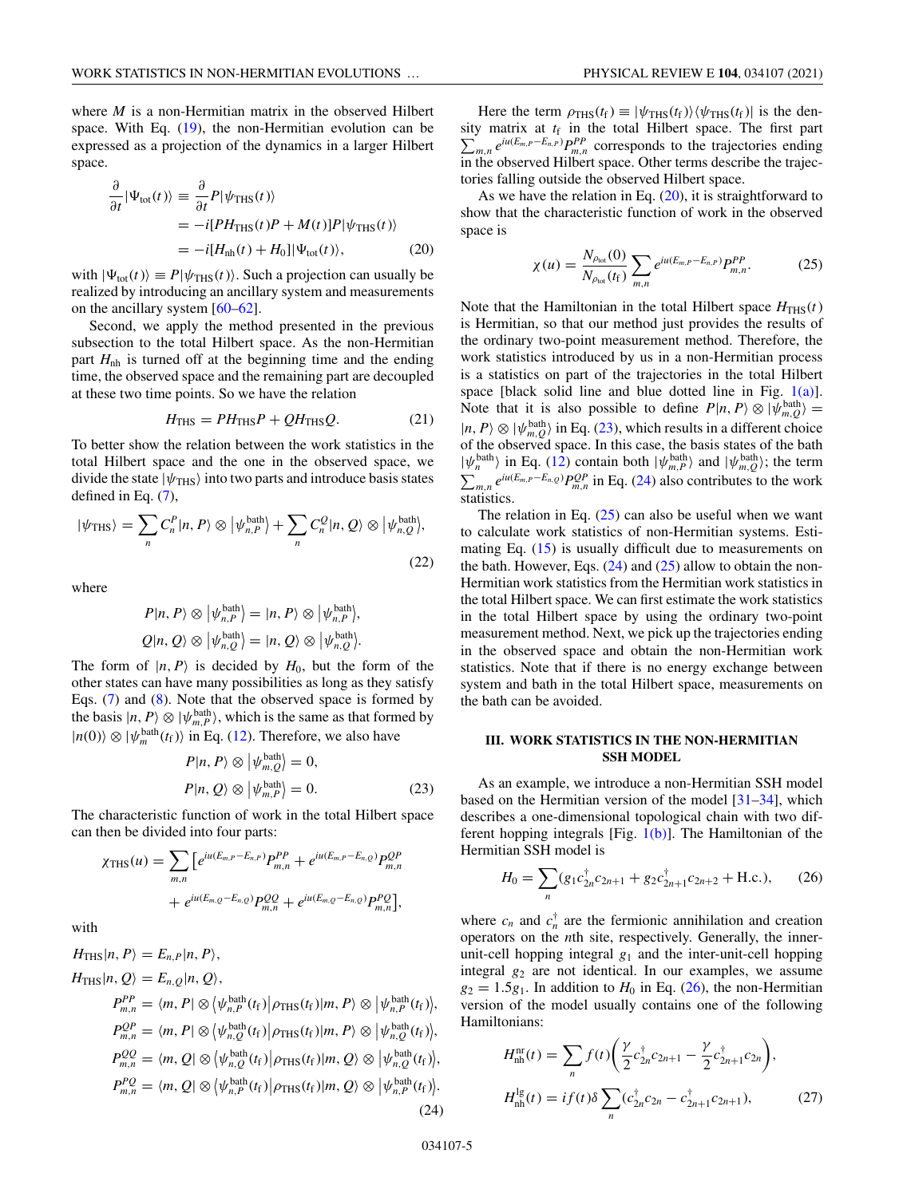where $M$ is a non-Hermitian matrix in the observed Hilbert space. With Eq. (19), the non-Hermitian evolution can be expressed as a projection of the dynamics in a larger Hilbert space.

$$
\begin{aligned}
\frac{\partial}{\partial t}|\Psi_{\rm tot}(t)\rangle &\equiv \frac{\partial}{\partial t}P|\psi_{\rm THS}(t)\rangle \\
&= -i[PH_{\rm THS}(t)P + M(t)]P|\psi_{\rm THS}(t)\rangle \\
&= -i[H_{\rm nh}(t) + H_0]|\Psi_{\rm tot}(t)\rangle,
\end{aligned} \tag{20}
$$

with $|\Psi_{\rm tot}(t)\rangle \equiv P|\psi_{\rm THS}(t)\rangle$. Such a projection can usually be realized by introducing an ancillary system and measurements on the ancillary system [60–62].

Second, we apply the method presented in the previous subsection to the total Hilbert space. As the non-Hermitian part $H_{\rm nh}$ is turned off at the beginning time and the ending time, the observed space and the remaining part are decoupled at these two time points. So we have the relation

$$
H_{\rm THS} = PH_{\rm THS}P + QH_{\rm THS}Q. \tag{21}
$$

To better show the relation between the work statistics in the total Hilbert space and the one in the observed space, we divide the state $|\psi_{\rm THS}\rangle$ into two parts and introduce basis states defined in Eq. (7),

$$
|\psi_{\rm THS}\rangle = \sum_n C_n^P|n,P\rangle \otimes \big|\psi_{n,P}^{\rm bath}\big\rangle + \sum_n C_n^Q|n,Q\rangle \otimes \big|\psi_{n,Q}^{\rm bath}\big\rangle, \tag{22}
$$

where

$$
\begin{aligned}
P|n,P\rangle \otimes \big|\psi_{n,P}^{\rm bath}\big\rangle &= |n,P\rangle \otimes \big|\psi_{n,P}^{\rm bath}\big\rangle, \\
Q|n,Q\rangle \otimes \big|\psi_{n,Q}^{\rm bath}\big\rangle &= |n,Q\rangle \otimes \big|\psi_{n,Q}^{\rm bath}\big\rangle.
\end{aligned}
$$

The form of $|n,P\rangle$ is decided by $H_0$, but the form of the other states can have many possibilities as long as they satisfy Eqs. (7) and (8). Note that the observed space is formed by the basis $|n,P\rangle \otimes |\psi_{m,P}^{\rm bath}\rangle$, which is the same as that formed by $|n(0)\rangle \otimes |\psi_m^{\rm bath}(t_{\rm f})\rangle$ in Eq. (12). Therefore, we also have

$$
\begin{aligned}
P|n,P\rangle \otimes \big|\psi_{m,Q}^{\rm bath}\big\rangle &= 0, \\
P|n,Q\rangle \otimes \big|\psi_{m,P}^{\rm bath}\big\rangle &= 0.
\end{aligned} \tag{23}
$$

The characteristic function of work in the total Hilbert space can then be divided into four parts:

$$
\begin{aligned}
\chi_{\rm THS}(u) = \sum_{m,n}\big[&e^{iu(E_{m,P}-E_{n,P})}P_{m,n}^{PP} + e^{iu(E_{m,P}-E_{n,Q})}P_{m,n}^{QP} \\
&+ e^{iu(E_{m,Q}-E_{n,Q})}P_{m,n}^{QQ} + e^{iu(E_{m,Q}-E_{n,P})}P_{m,n}^{PQ}\big],
\end{aligned}
$$

with

$$
\begin{aligned}
H_{\rm THS}|n,P\rangle &= E_{n,P}|n,P\rangle, \\
H_{\rm THS}|n,Q\rangle &= E_{n,Q}|n,Q\rangle, \\
P_{m,n}^{PP} &= \langle m,P| \otimes \big\langle\psi_{n,P}^{\rm bath}(t_{\rm f})\big|\rho_{\rm THS}(t_{\rm f})|m,P\rangle \otimes \big|\psi_{n,P}^{\rm bath}(t_{\rm f})\big\rangle, \\
P_{m,n}^{QP} &= \langle m,P| \otimes \big\langle\psi_{n,Q}^{\rm bath}(t_{\rm f})\big|\rho_{\rm THS}(t_{\rm f})|m,P\rangle \otimes \big|\psi_{n,Q}^{\rm bath}(t_{\rm f})\big\rangle, \\
P_{m,n}^{QQ} &= \langle m,Q| \otimes \big\langle\psi_{n,Q}^{\rm bath}(t_{\rm f})\big|\rho_{\rm THS}(t_{\rm f})|m,Q\rangle \otimes \big|\psi_{n,Q}^{\rm bath}(t_{\rm f})\big\rangle, \\
P_{m,n}^{PQ} &= \langle m,Q| \otimes \big\langle\psi_{n,P}^{\rm bath}(t_{\rm f})\big|\rho_{\rm THS}(t_{\rm f})|m,Q\rangle \otimes \big|\psi_{n,P}^{\rm bath}(t_{\rm f})\big\rangle.
\end{aligned} \tag{24}
$$

Here the term $\rho_{\rm THS}(t_{\rm f}) \equiv |\psi_{\rm THS}(t_{\rm f})\rangle\langle\psi_{\rm THS}(t_{\rm f})|$ is the density matrix at $t_{\rm f}$ in the total Hilbert space. The first part $\sum_{m,n} e^{iu(E_{m,P}-E_{n,P})}P_{m,n}^{PP}$ corresponds to the trajectories ending in the observed Hilbert space. Other terms describe the trajectories falling outside the observed Hilbert space.

As we have the relation in Eq. (20), it is straightforward to show that the characteristic function of work in the observed space is

$$
\chi(u) = \frac{N_{\rho_{\rm tot}}(0)}{N_{\rho_{\rm tot}}(t_{\rm f})}\sum_{m,n} e^{iu(E_{m,P}-E_{n,P})}P_{m,n}^{PP}. \tag{25}
$$

Note that the Hamiltonian in the total Hilbert space $H_{\rm THS}(t)$ is Hermitian, so that our method just provides the results of the ordinary two-point measurement method. Therefore, the work statistics introduced by us in a non-Hermitian process is a statistics on part of the trajectories in the total Hilbert space [black solid line and blue dotted line in Fig. 1(a)]. Note that it is also possible to define $P|n,P\rangle \otimes |\psi_{m,Q}^{\rm bath}\rangle = |n,P\rangle \otimes |\psi_{m,Q}^{\rm bath}\rangle$ in Eq. (23), which results in a different choice of the observed space. In this case, the basis states of the bath $|\psi_n^{\rm bath}\rangle$ in Eq. (12) contain both $|\psi_{m,P}^{\rm bath}\rangle$ and $|\psi_{m,Q}^{\rm bath}\rangle$; the term $\sum_{m,n} e^{iu(E_{m,P}-E_{n,Q})}P_{m,n}^{QP}$ in Eq. (24) also contributes to the work statistics.

The relation in Eq. (25) can also be useful when we want to calculate work statistics of non-Hermitian systems. Estimating Eq. (15) is usually difficult due to measurements on the bath. However, Eqs. (24) and (25) allow to obtain the non-Hermitian work statistics from the Hermitian work statistics in the total Hilbert space. We can first estimate the work statistics in the total Hilbert space by using the ordinary two-point measurement method. Next, we pick up the trajectories ending in the observed space and obtain the non-Hermitian work statistics. Note that if there is no energy exchange between system and bath in the total Hilbert space, measurements on the bath can be avoided.

## III. WORK STATISTICS IN THE NON-HERMITIAN SSH MODEL

As an example, we introduce a non-Hermitian SSH model based on the Hermitian version of the model [31–34], which describes a one-dimensional topological chain with two different hopping integrals [Fig. 1(b)]. The Hamiltonian of the Hermitian SSH model is

$$
H_0 = \sum_n (g_1 c_{2n}^\dagger c_{2n+1} + g_2 c_{2n+1}^\dagger c_{2n+2} + {\rm H.c.}), \tag{26}
$$

where $c_n$ and $c_n^\dagger$ are the fermionic annihilation and creation operators on the $n$th site, respectively. Generally, the inner-unit-cell hopping integral $g_1$ and the inter-unit-cell hopping integral $g_2$ are not identical. In our examples, we assume $g_2 = 1.5g_1$. In addition to $H_0$ in Eq. (26), the non-Hermitian version of the model usually contains one of the following Hamiltonians:

$$
\begin{aligned}
H_{\rm nh}^{\rm nr}(t) &= \sum_n f(t)\bigg(\frac{\gamma}{2}c_{2n}^\dagger c_{2n+1} - \frac{\gamma}{2}c_{2n+1}^\dagger c_{2n}\bigg), \\
H_{\rm nh}^{\rm lg}(t) &= if(t)\delta\sum_n (c_{2n}^\dagger c_{2n} - c_{2n+1}^\dagger c_{2n+1}),
\end{aligned} \tag{27}
$$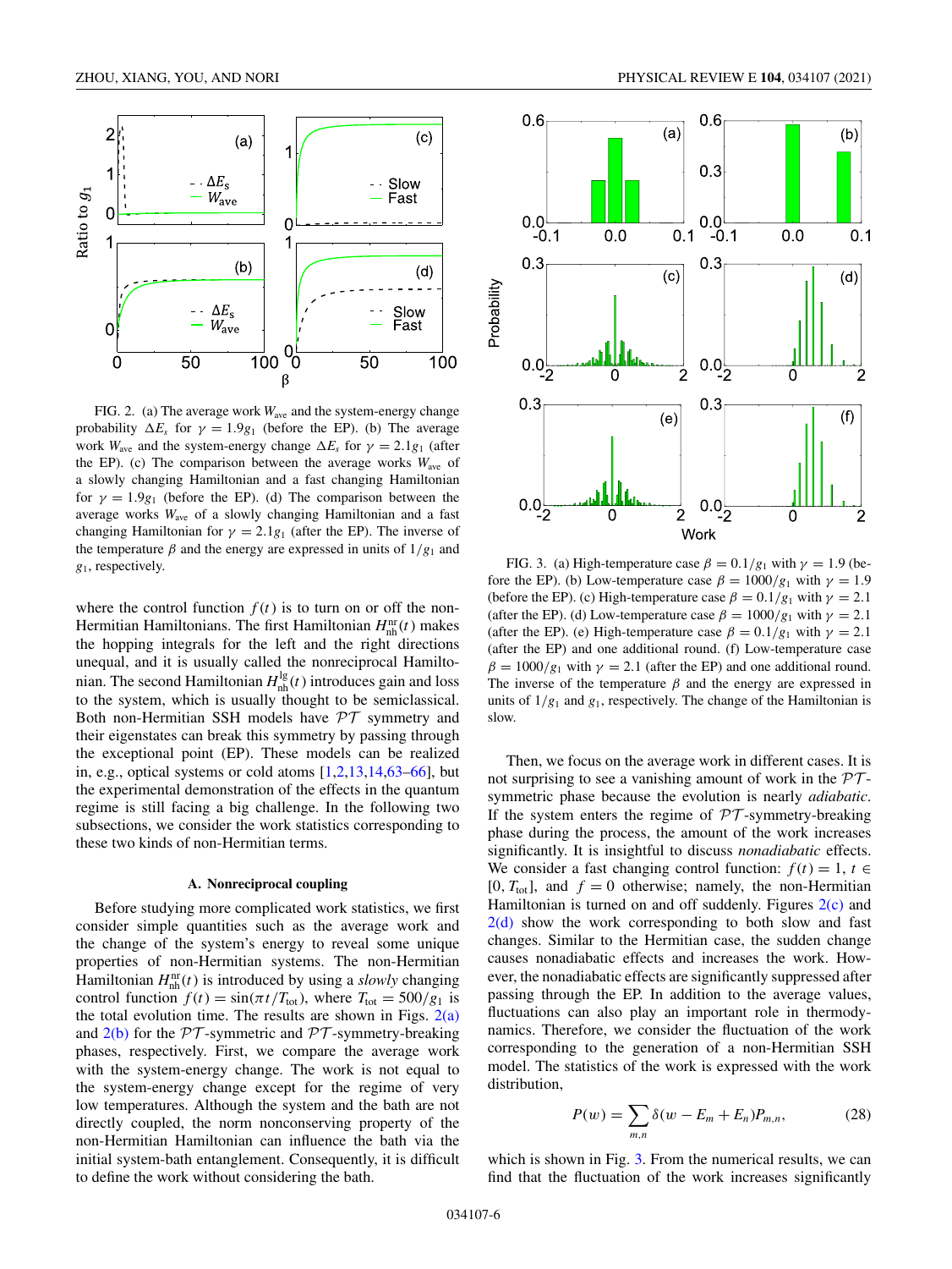FIG. 2. (a) The average work $W_{\rm ave}$ and the system-energy change probability $\Delta E_s$ for $\gamma = 1.9g_1$ (before the EP). (b) The average work $W_{\rm ave}$ and the system-energy change $\Delta E_s$ for $\gamma = 2.1g_1$ (after the EP). (c) The comparison between the average works $W_{\rm ave}$ of a slowly changing Hamiltonian and a fast changing Hamiltonian for $\gamma = 1.9g_1$ (before the EP). (d) The comparison between the average works $W_{\rm ave}$ of a slowly changing Hamiltonian and a fast changing Hamiltonian for $\gamma = 2.1g_1$ (after the EP). The inverse of the temperature $\beta$ and the energy are expressed in units of $1/g_1$ and $g_1$, respectively.

where the control function $f(t)$ is to turn on or off the non-Hermitian Hamiltonians. The first Hamiltonian $H_{\rm nh}^{\rm nr}(t)$ makes the hopping integrals for the left and the right directions unequal, and it is usually called the nonreciprocal Hamiltonian. The second Hamiltonian $H_{\rm nh}^{\rm lg}(t)$ introduces gain and loss to the system, which is usually thought to be semiclassical. Both non-Hermitian SSH models have $\mathcal{PT}$ symmetry and their eigenstates can break this symmetry by passing through the exceptional point (EP). These models can be realized in, e.g., optical systems or cold atoms [1,2,13,14,63–66], but the experimental demonstration of the effects in the quantum regime is still facing a big challenge. In the following two subsections, we consider the work statistics corresponding to these two kinds of non-Hermitian terms.

### A. Nonreciprocal coupling

Before studying more complicated work statistics, we first consider simple quantities such as the average work and the change of the system's energy to reveal some unique properties of non-Hermitian systems. The non-Hermitian Hamiltonian $H_{\rm nh}^{\rm nr}(t)$ is introduced by using a *slowly* changing control function $f(t) = \sin(\pi t/T_{\rm tot})$, where $T_{\rm tot} = 500/g_1$ is the total evolution time. The results are shown in Figs. 2(a) and 2(b) for the $\mathcal{PT}$-symmetric and $\mathcal{PT}$-symmetry-breaking phases, respectively. First, we compare the average work with the system-energy change. The work is not equal to the system-energy change except for the regime of very low temperatures. Although the system and the bath are not directly coupled, the norm nonconserving property of the non-Hermitian Hamiltonian can influence the bath via the initial system-bath entanglement. Consequently, it is difficult to define the work without considering the bath.

FIG. 3. (a) High-temperature case $\beta = 0.1/g_1$ with $\gamma = 1.9$ (before the EP). (b) Low-temperature case $\beta = 1000/g_1$ with $\gamma = 1.9$ (before the EP). (c) High-temperature case $\beta = 0.1/g_1$ with $\gamma = 2.1$ (after the EP). (d) Low-temperature case $\beta = 1000/g_1$ with $\gamma = 2.1$ (after the EP). (e) High-temperature case $\beta = 0.1/g_1$ with $\gamma = 2.1$ (after the EP) and one additional round. (f) Low-temperature case $\beta = 1000/g_1$ with $\gamma = 2.1$ (after the EP) and one additional round. The inverse of the temperature $\beta$ and the energy are expressed in units of $1/g_1$ and $g_1$, respectively. The change of the Hamiltonian is slow.

Then, we focus on the average work in different cases. It is not surprising to see a vanishing amount of work in the $\mathcal{PT}$-symmetric phase because the evolution is nearly *adiabatic*. If the system enters the regime of $\mathcal{PT}$-symmetry-breaking phase during the process, the amount of the work increases significantly. It is insightful to discuss *nonadiabatic* effects. We consider a fast changing control function: $f(t) = 1$, $t \in [0, T_{\rm tot}]$, and $f = 0$ otherwise; namely, the non-Hermitian Hamiltonian is turned on and off suddenly. Figures 2(c) and 2(d) show the work corresponding to both slow and fast changes. Similar to the Hermitian case, the sudden change causes nonadiabatic effects and increases the work. However, the nonadiabatic effects are significantly suppressed after passing through the EP. In addition to the average values, fluctuations can also play an important role in thermodynamics. Therefore, we consider the fluctuation of the work corresponding to the generation of a non-Hermitian SSH model. The statistics of the work is expressed with the work distribution,

$$P(w) = \sum_{m,n} \delta(w - E_m + E_n)P_{m,n}, \tag{28}$$

which is shown in Fig. 3. From the numerical results, we can find that the fluctuation of the work increases significantly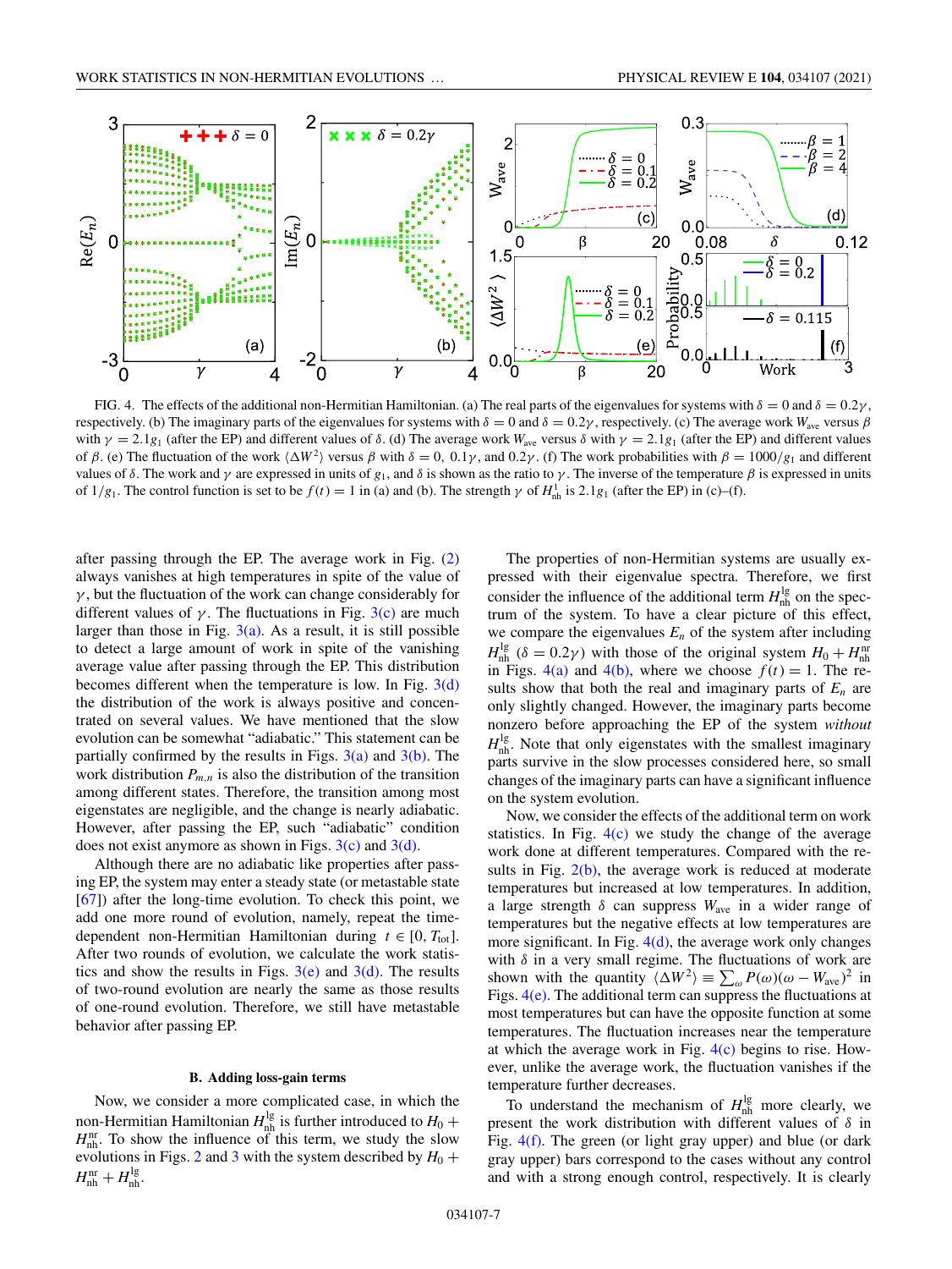FIG. 4. The effects of the additional non-Hermitian Hamiltonian. (a) The real parts of the eigenvalues for systems with $\delta = 0$ and $\delta = 0.2\gamma$, respectively. (b) The imaginary parts of the eigenvalues for systems with $\delta = 0$ and $\delta = 0.2\gamma$, respectively. (c) The average work $W_{\rm ave}$ versus $\beta$ with $\gamma = 2.1g_1$ (after the EP) and different values of $\delta$. (d) The average work $W_{\rm ave}$ versus $\delta$ with $\gamma = 2.1g_1$ (after the EP) and different values of $\beta$. (e) The fluctuation of the work $\langle \Delta W^2 \rangle$ versus $\beta$ with $\delta = 0,\ 0.1\gamma$, and $0.2\gamma$. (f) The work probabilities with $\beta = 1000/g_1$ and different values of $\delta$. The work and $\gamma$ are expressed in units of $g_1$, and $\delta$ is shown as the ratio to $\gamma$. The inverse of the temperature $\beta$ is expressed in units of $1/g_1$. The control function is set to be $f(t) = 1$ in (a) and (b). The strength $\gamma$ of $H_{\rm nh}^{\rm l}$ is $2.1g_1$ (after the EP) in (c)–(f).

after passing through the EP. The average work in Fig. (2) always vanishes at high temperatures in spite of the value of $\gamma$, but the fluctuation of the work can change considerably for different values of $\gamma$. The fluctuations in Fig. 3(c) are much larger than those in Fig. 3(a). As a result, it is still possible to detect a large amount of work in spite of the vanishing average value after passing through the EP. This distribution becomes different when the temperature is low. In Fig. 3(d) the distribution of the work is always positive and concentrated on several values. We have mentioned that the slow evolution can be somewhat "adiabatic." This statement can be partially confirmed by the results in Figs. 3(a) and 3(b). The work distribution $P_{m,n}$ is also the distribution of the transition among different states. Therefore, the transition among most eigenstates are negligible, and the change is nearly adiabatic. However, after passing the EP, such "adiabatic" condition does not exist anymore as shown in Figs. 3(c) and 3(d).

Although there are no adiabatic like properties after passing EP, the system may enter a steady state (or metastable state [67]) after the long-time evolution. To check this point, we add one more round of evolution, namely, repeat the time-dependent non-Hermitian Hamiltonian during $t \in [0, T_{\rm tot}]$. After two rounds of evolution, we calculate the work statistics and show the results in Figs. 3(e) and 3(d). The results of two-round evolution are nearly the same as those results of one-round evolution. Therefore, we still have metastable behavior after passing EP.

### B. Adding loss-gain terms

Now, we consider a more complicated case, in which the non-Hermitian Hamiltonian $H_{\rm nh}^{\rm lg}$ is further introduced to $H_0 + H_{\rm nh}^{\rm nr}$. To show the influence of this term, we study the slow evolutions in Figs. 2 and 3 with the system described by $H_0 + H_{\rm nh}^{\rm nr} + H_{\rm nh}^{\rm lg}$.

The properties of non-Hermitian systems are usually expressed with their eigenvalue spectra. Therefore, we first consider the influence of the additional term $H_{\rm nh}^{\rm lg}$ on the spectrum of the system. To have a clear picture of this effect, we compare the eigenvalues $E_n$ of the system after including $H_{\rm nh}^{\rm lg}$ ($\delta = 0.2\gamma$) with those of the original system $H_0 + H_{\rm nh}^{\rm nr}$ in Figs. 4(a) and 4(b), where we choose $f(t) = 1$. The results show that both the real and imaginary parts of $E_n$ are only slightly changed. However, the imaginary parts become nonzero before approaching the EP of the system *without* $H_{\rm nh}^{\rm lg}$. Note that only eigenstates with the smallest imaginary parts survive in the slow processes considered here, so small changes of the imaginary parts can have a significant influence on the system evolution.

Now, we consider the effects of the additional term on work statistics. In Fig. 4(c) we study the change of the average work done at different temperatures. Compared with the results in Fig. 2(b), the average work is reduced at moderate temperatures but increased at low temperatures. In addition, a large strength $\delta$ can suppress $W_{\rm ave}$ in a wider range of temperatures but the negative effects at low temperatures are more significant. In Fig. 4(d), the average work only changes with $\delta$ in a very small regime. The fluctuations of work are shown with the quantity $\langle \Delta W^2 \rangle \equiv \sum_{\omega} P(\omega)(\omega - W_{\rm ave})^2$ in Figs. 4(e). The additional term can suppress the fluctuations at most temperatures but can have the opposite function at some temperatures. The fluctuation increases near the temperature at which the average work in Fig. 4(c) begins to rise. However, unlike the average work, the fluctuation vanishes if the temperature further decreases.

To understand the mechanism of $H_{\rm nh}^{\rm lg}$ more clearly, we present the work distribution with different values of $\delta$ in Fig. 4(f). The green (or light gray upper) and blue (or dark gray upper) bars correspond to the cases without any control and with a strong enough control, respectively. It is clearly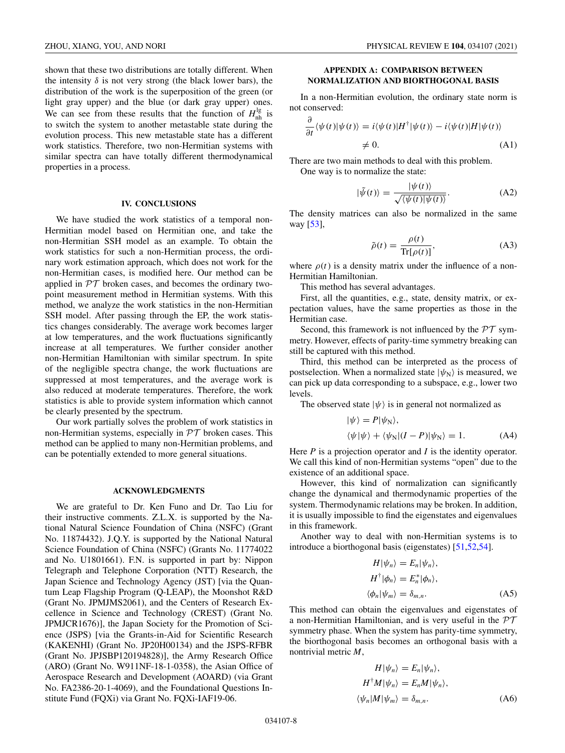shown that these two distributions are totally different. When the intensity $\delta$ is not very strong (the black lower bars), the distribution of the work is the superposition of the green (or light gray upper) and the blue (or dark gray upper) ones. We can see from these results that the function of $H_{\rm nh}^{\rm lg}$ is to switch the system to another metastable state during the evolution process. This new metastable state has a different work statistics. Therefore, two non-Hermitian systems with similar spectra can have totally different thermodynamical properties in a process.

## IV. CONCLUSIONS

We have studied the work statistics of a temporal non-Hermitian model based on Hermitian one, and take the non-Hermitian SSH model as an example. To obtain the work statistics for such a non-Hermitian process, the ordinary work estimation approach, which does not work for the non-Hermitian cases, is modified here. Our method can be applied in $\mathcal{PT}$ broken cases, and becomes the ordinary two-point measurement method in Hermitian systems. With this method, we analyze the work statistics in the non-Hermitian SSH model. After passing through the EP, the work statistics changes considerably. The average work becomes larger at low temperatures, and the work fluctuations significantly increase at all temperatures. We further consider another non-Hermitian Hamiltonian with similar spectrum. In spite of the negligible spectra change, the work fluctuations are suppressed at most temperatures, and the average work is also reduced at moderate temperatures. Therefore, the work statistics is able to provide system information which cannot be clearly presented by the spectrum.

Our work partially solves the problem of work statistics in non-Hermitian systems, especially in $\mathcal{PT}$ broken cases. This method can be applied to many non-Hermitian problems, and can be potentially extended to more general situations.

## ACKNOWLEDGMENTS

We are grateful to Dr. Ken Funo and Dr. Tao Liu for their instructive comments. Z.L.X. is supported by the National Natural Science Foundation of China (NSFC) (Grant No. 11874432). J.Q.Y. is supported by the National Natural Science Foundation of China (NSFC) (Grants No. 11774022 and No. U1801661). F.N. is supported in part by: Nippon Telegraph and Telephone Corporation (NTT) Research, the Japan Science and Technology Agency (JST) [via the Quantum Leap Flagship Program (Q-LEAP), the Moonshot R&D (Grant No. JPMJMS2061), and the Centers of Research Excellence in Science and Technology (CREST) (Grant No. JPMJCR1676)], the Japan Society for the Promotion of Science (JSPS) [via the Grants-in-Aid for Scientific Research (KAKENHI) (Grant No. JP20H00134) and the JSPS-RFBR (Grant No. JPJSBP120194828)], the Army Research Office (ARO) (Grant No. W911NF-18-1-0358), the Asian Office of Aerospace Research and Development (AOARD) (via Grant No. FA2386-20-1-4069), and the Foundational Questions Institute Fund (FQXi) via Grant No. FQXi-IAF19-06.

## APPENDIX A: COMPARISON BETWEEN NORMALIZATION AND BIORTHOGONAL BASIS

In a non-Hermitian evolution, the ordinary state norm is not conserved:

$$\frac{\partial}{\partial t}\langle\psi(t)|\psi(t)\rangle = i\langle\psi(t)|H^{\dagger}|\psi(t)\rangle - i\langle\psi(t)|H|\psi(t)\rangle \neq 0. \tag{A1}$$

There are two main methods to deal with this problem.

One way is to normalize the state:

$$|\tilde{\psi}(t)\rangle = \frac{|\psi(t)\rangle}{\sqrt{\langle\psi(t)|\psi(t)\rangle}}. \tag{A2}$$

The density matrices can also be normalized in the same way [53],

$$\tilde{\rho}(t) = \frac{\rho(t)}{\mathrm{Tr}[\rho(t)]}, \tag{A3}$$

where $\rho(t)$ is a density matrix under the influence of a non-Hermitian Hamiltonian.

This method has several advantages.

First, all the quantities, e.g., state, density matrix, or expectation values, have the same properties as those in the Hermitian case.

Second, this framework is not influenced by the $\mathcal{PT}$ symmetry. However, effects of parity-time symmetry breaking can still be captured with this method.

Third, this method can be interpreted as the process of postselection. When a normalized state $|\psi_{\rm N}\rangle$ is measured, we can pick up data corresponding to a subspace, e.g., lower two levels.

The observed state $|\psi\rangle$ is in general not normalized as

$$|\psi\rangle = P|\psi_{\rm N}\rangle,$$
$$\langle\psi|\psi\rangle + \langle\psi_{\rm N}|(I-P)|\psi_{\rm N}\rangle = 1. \tag{A4}$$

Here $P$ is a projection operator and $I$ is the identity operator. We call this kind of non-Hermitian systems "open" due to the existence of an additional space.

However, this kind of normalization can significantly change the dynamical and thermodynamic properties of the system. Thermodynamic relations may be broken. In addition, it is usually impossible to find the eigenstates and eigenvalues in this framework.

Another way to deal with non-Hermitian systems is to introduce a biorthogonal basis (eigenstates) [51,52,54].

$$H|\psi_n\rangle = E_n|\psi_n\rangle,$$
$$H^{\dagger}|\phi_n\rangle = E_n^*|\phi_n\rangle,$$
$$\langle\phi_n|\psi_m\rangle = \delta_{m,n}. \tag{A5}$$

This method can obtain the eigenvalues and eigenstates of a non-Hermitian Hamiltonian, and is very useful in the $\mathcal{PT}$ symmetry phase. When the system has parity-time symmetry, the biorthogonal basis becomes an orthogonal basis with a nontrivial metric $M$,

$$H|\psi_n\rangle = E_n|\psi_n\rangle,$$
$$H^{\dagger}M|\psi_n\rangle = E_nM|\psi_n\rangle,$$
$$\langle\psi_n|M|\psi_m\rangle = \delta_{m,n}. \tag{A6}$$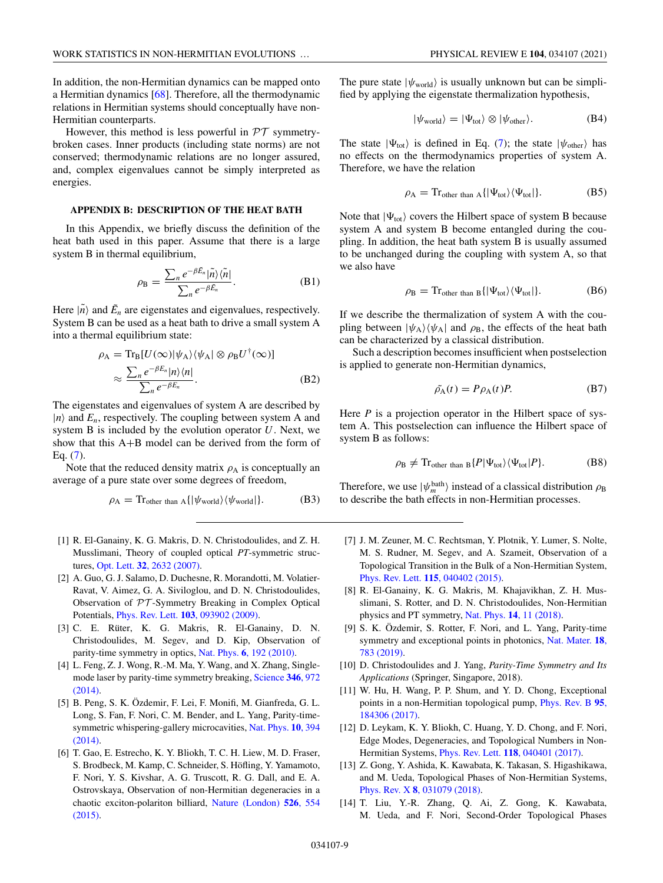In addition, the non-Hermitian dynamics can be mapped onto a Hermitian dynamics [68]. Therefore, all the thermodynamic relations in Hermitian systems should conceptually have non-Hermitian counterparts.

However, this method is less powerful in $\mathcal{PT}$ symmetry-broken cases. Inner products (including state norms) are not conserved; thermodynamic relations are no longer assured, and, complex eigenvalues cannot be simply interpreted as energies.

## APPENDIX B: DESCRIPTION OF THE HEAT BATH

In this Appendix, we briefly discuss the definition of the heat bath used in this paper. Assume that there is a large system B in thermal equilibrium,

$$\rho_{\mathrm{B}} = \frac{\sum_n e^{-\beta \tilde{E}_n} |\tilde{n}\rangle\langle\tilde{n}|}{\sum_n e^{-\beta \tilde{E}_n}}. \tag{B1}$$

Here $|\tilde{n}\rangle$ and $\tilde{E}_n$ are eigenstates and eigenvalues, respectively. System B can be used as a heat bath to drive a small system A into a thermal equilibrium state:

$$\begin{aligned}\rho_{\mathrm{A}} &= \mathrm{Tr}_{\mathrm{B}}[U(\infty)|\psi_{\mathrm{A}}\rangle\langle\psi_{\mathrm{A}}| \otimes \rho_{\mathrm{B}} U^{\dagger}(\infty)] \\ &\approx \frac{\sum_n e^{-\beta E_n} |n\rangle\langle n|}{\sum_n e^{-\beta E_n}}.\end{aligned} \tag{B2}$$

The eigenstates and eigenvalues of system A are described by $|n\rangle$ and $E_n$, respectively. The coupling between system A and system B is included by the evolution operator $U$. Next, we show that this A+B model can be derived from the form of Eq. (7).

Note that the reduced density matrix $\rho_{\mathrm{A}}$ is conceptually an average of a pure state over some degrees of freedom,

$$\rho_{\mathrm{A}} = \mathrm{Tr}_{\text{other than A}}\{|\psi_{\text{world}}\rangle\langle\psi_{\text{world}}|\}. \tag{B3}$$

The pure state $|\psi_{\text{world}}\rangle$ is usually unknown but can be simplified by applying the eigenstate thermalization hypothesis,

$$|\psi_{\text{world}}\rangle = |\Psi_{\text{tot}}\rangle \otimes |\psi_{\text{other}}\rangle. \tag{B4}$$

The state $|\Psi_{\text{tot}}\rangle$ is defined in Eq. (7); the state $|\psi_{\text{other}}\rangle$ has no effects on the thermodynamics properties of system A. Therefore, we have the relation

$$\rho_{\mathrm{A}} = \mathrm{Tr}_{\text{other than A}}\{|\Psi_{\text{tot}}\rangle\langle\Psi_{\text{tot}}|\}. \tag{B5}$$

Note that $|\Psi_{\text{tot}}\rangle$ covers the Hilbert space of system B because system A and system B become entangled during the coupling. In addition, the heat bath system B is usually assumed to be unchanged during the coupling with system A, so that we also have

$$\rho_{\mathrm{B}} = \mathrm{Tr}_{\text{other than B}}\{|\Psi_{\text{tot}}\rangle\langle\Psi_{\text{tot}}|\}. \tag{B6}$$

If we describe the thermalization of system A with the coupling between $|\psi_{\mathrm{A}}\rangle\langle\psi_{\mathrm{A}}|$ and $\rho_{\mathrm{B}}$, the effects of the heat bath can be characterized by a classical distribution.

Such a description becomes insufficient when postselection is applied to generate non-Hermitian dynamics,

$$\tilde{\rho_{\mathrm{A}}}(t) = P\rho_{\mathrm{A}}(t)P. \tag{B7}$$

Here $P$ is a projection operator in the Hilbert space of system A. This postselection can influence the Hilbert space of system B as follows:

$$\rho_{\mathrm{B}} \neq \mathrm{Tr}_{\text{other than B}}\{P|\Psi_{\text{tot}}\rangle\langle\Psi_{\text{tot}}|P\}. \tag{B8}$$

Therefore, we use $|\psi_m^{\text{bath}}\rangle$ instead of a classical distribution $\rho_{\mathrm{B}}$ to describe the bath effects in non-Hermitian processes.

---

[1] R. El-Ganainy, K. G. Makris, D. N. Christodoulides, and Z. H. Musslimani, Theory of coupled optical *PT*-symmetric structures, Opt. Lett. **32**, 2632 (2007).

[2] A. Guo, G. J. Salamo, D. Duchesne, R. Morandotti, M. Volatier-Ravat, V. Aimez, G. A. Siviloglou, and D. N. Christodoulides, Observation of $\mathcal{PT}$-Symmetry Breaking in Complex Optical Potentials, Phys. Rev. Lett. **103**, 093902 (2009).

[3] C. E. Rüter, K. G. Makris, R. El-Ganainy, D. N. Christodoulides, M. Segev, and D. Kip, Observation of parity-time symmetry in optics, Nat. Phys. **6**, 192 (2010).

[4] L. Feng, Z. J. Wong, R.-M. Ma, Y. Wang, and X. Zhang, Single-mode laser by parity-time symmetry breaking, Science **346**, 972 (2014).

[5] B. Peng, S. K. Özdemir, F. Lei, F. Monifi, M. Gianfreda, G. L. Long, S. Fan, F. Nori, C. M. Bender, and L. Yang, Parity-time-symmetric whispering-gallery microcavities, Nat. Phys. **10**, 394 (2014).

[6] T. Gao, E. Estrecho, K. Y. Bliokh, T. C. H. Liew, M. D. Fraser, S. Brodbeck, M. Kamp, C. Schneider, S. Höfling, Y. Yamamoto, F. Nori, Y. S. Kivshar, A. G. Truscott, R. G. Dall, and E. A. Ostrovskaya, Observation of non-Hermitian degeneracies in a chaotic exciton-polariton billiard, Nature (London) **526**, 554 (2015).

[7] J. M. Zeuner, M. C. Rechtsman, Y. Plotnik, Y. Lumer, S. Nolte, M. S. Rudner, M. Segev, and A. Szameit, Observation of a Topological Transition in the Bulk of a Non-Hermitian System, Phys. Rev. Lett. **115**, 040402 (2015).

[8] R. El-Ganainy, K. G. Makris, M. Khajavikhan, Z. H. Musslimani, S. Rotter, and D. N. Christodoulides, Non-Hermitian physics and PT symmetry, Nat. Phys. **14**, 11 (2018).

[9] S. K. Özdemir, S. Rotter, F. Nori, and L. Yang, Parity-time symmetry and exceptional points in photonics, Nat. Mater. **18**, 783 (2019).

[10] D. Christodoulides and J. Yang, *Parity-Time Symmetry and Its Applications* (Springer, Singapore, 2018).

[11] W. Hu, H. Wang, P. P. Shum, and Y. D. Chong, Exceptional points in a non-Hermitian topological pump, Phys. Rev. B **95**, 184306 (2017).

[12] D. Leykam, K. Y. Bliokh, C. Huang, Y. D. Chong, and F. Nori, Edge Modes, Degeneracies, and Topological Numbers in Non-Hermitian Systems, Phys. Rev. Lett. **118**, 040401 (2017).

[13] Z. Gong, Y. Ashida, K. Kawabata, K. Takasan, S. Higashikawa, and M. Ueda, Topological Phases of Non-Hermitian Systems, Phys. Rev. X **8**, 031079 (2018).

[14] T. Liu, Y.-R. Zhang, Q. Ai, Z. Gong, K. Kawabata, M. Ueda, and F. Nori, Second-Order Topological Phases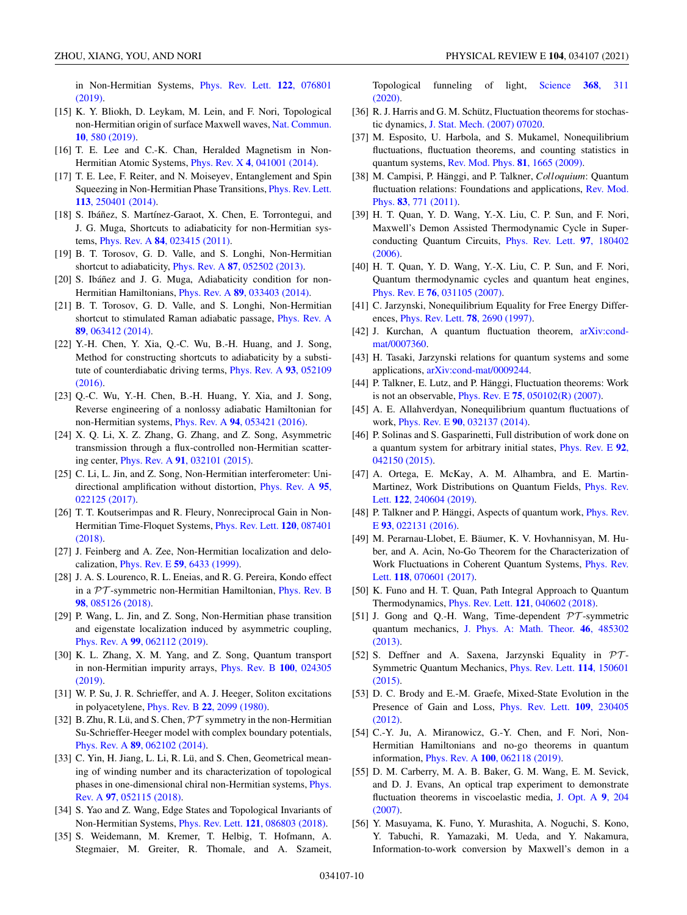in Non-Hermitian Systems, Phys. Rev. Lett. **122**, 076801 (2019).

[15] K. Y. Bliokh, D. Leykam, M. Lein, and F. Nori, Topological non-Hermitian origin of surface Maxwell waves, Nat. Commun. **10**, 580 (2019).

[16] T. E. Lee and C.-K. Chan, Heralded Magnetism in Non-Hermitian Atomic Systems, Phys. Rev. X **4**, 041001 (2014).

[17] T. E. Lee, F. Reiter, and N. Moiseyev, Entanglement and Spin Squeezing in Non-Hermitian Phase Transitions, Phys. Rev. Lett. **113**, 250401 (2014).

[18] S. Ibáñez, S. Martínez-Garaot, X. Chen, E. Torrontegui, and J. G. Muga, Shortcuts to adiabaticity for non-Hermitian systems, Phys. Rev. A **84**, 023415 (2011).

[19] B. T. Torosov, G. D. Valle, and S. Longhi, Non-Hermitian shortcut to adiabaticity, Phys. Rev. A **87**, 052502 (2013).

[20] S. Ibáñez and J. G. Muga, Adiabaticity condition for non-Hermitian Hamiltonians, Phys. Rev. A **89**, 033403 (2014).

[21] B. T. Torosov, G. D. Valle, and S. Longhi, Non-Hermitian shortcut to stimulated Raman adiabatic passage, Phys. Rev. A **89**, 063412 (2014).

[22] Y.-H. Chen, Y. Xia, Q.-C. Wu, B.-H. Huang, and J. Song, Method for constructing shortcuts to adiabaticity by a substitute of counterdiabatic driving terms, Phys. Rev. A **93**, 052109 (2016).

[23] Q.-C. Wu, Y.-H. Chen, B.-H. Huang, Y. Xia, and J. Song, Reverse engineering of a nonlossy adiabatic Hamiltonian for non-Hermitian systems, Phys. Rev. A **94**, 053421 (2016).

[24] X. Q. Li, X. Z. Zhang, G. Zhang, and Z. Song, Asymmetric transmission through a flux-controlled non-Hermitian scattering center, Phys. Rev. A **91**, 032101 (2015).

[25] C. Li, L. Jin, and Z. Song, Non-Hermitian interferometer: Unidirectional amplification without distortion, Phys. Rev. A **95**, 022125 (2017).

[26] T. T. Koutserimpas and R. Fleury, Nonreciprocal Gain in Non-Hermitian Time-Floquet Systems, Phys. Rev. Lett. **120**, 087401 (2018).

[27] J. Feinberg and A. Zee, Non-Hermitian localization and delocalization, Phys. Rev. E **59**, 6433 (1999).

[28] J. A. S. Lourenco, R. L. Eneias, and R. G. Pereira, Kondo effect in a $\mathcal{PT}$-symmetric non-Hermitian Hamiltonian, Phys. Rev. B **98**, 085126 (2018).

[29] P. Wang, L. Jin, and Z. Song, Non-Hermitian phase transition and eigenstate localization induced by asymmetric coupling, Phys. Rev. A **99**, 062112 (2019).

[30] K. L. Zhang, X. M. Yang, and Z. Song, Quantum transport in non-Hermitian impurity arrays, Phys. Rev. B **100**, 024305 (2019).

[31] W. P. Su, J. R. Schrieffer, and A. J. Heeger, Soliton excitations in polyacetylene, Phys. Rev. B **22**, 2099 (1980).

[32] B. Zhu, R. Lü, and S. Chen, $\mathcal{PT}$ symmetry in the non-Hermitian Su-Schrieffer-Heeger model with complex boundary potentials, Phys. Rev. A **89**, 062102 (2014).

[33] C. Yin, H. Jiang, L. Li, R. Lü, and S. Chen, Geometrical meaning of winding number and its characterization of topological phases in one-dimensional chiral non-Hermitian systems, Phys. Rev. A **97**, 052115 (2018).

[34] S. Yao and Z. Wang, Edge States and Topological Invariants of Non-Hermitian Systems, Phys. Rev. Lett. **121**, 086803 (2018).

[35] S. Weidemann, M. Kremer, T. Helbig, T. Hofmann, A. Stegmaier, M. Greiter, R. Thomale, and A. Szameit, Topological funneling of light, Science **368**, 311 (2020).

[36] R. J. Harris and G. M. Schütz, Fluctuation theorems for stochastic dynamics, J. Stat. Mech. (2007) 07020.

[37] M. Esposito, U. Harbola, and S. Mukamel, Nonequilibrium fluctuations, fluctuation theorems, and counting statistics in quantum systems, Rev. Mod. Phys. **81**, 1665 (2009).

[38] M. Campisi, P. Hänggi, and P. Talkner, *Colloquium*: Quantum fluctuation relations: Foundations and applications, Rev. Mod. Phys. **83**, 771 (2011).

[39] H. T. Quan, Y. D. Wang, Y.-X. Liu, C. P. Sun, and F. Nori, Maxwell's Demon Assisted Thermodynamic Cycle in Superconducting Quantum Circuits, Phys. Rev. Lett. **97**, 180402 (2006).

[40] H. T. Quan, Y. D. Wang, Y.-X. Liu, C. P. Sun, and F. Nori, Quantum thermodynamic cycles and quantum heat engines, Phys. Rev. E **76**, 031105 (2007).

[41] C. Jarzynski, Nonequilibrium Equality for Free Energy Differences, Phys. Rev. Lett. **78**, 2690 (1997).

[42] J. Kurchan, A quantum fluctuation theorem, arXiv:cond-mat/0007360.

[43] H. Tasaki, Jarzynski relations for quantum systems and some applications, arXiv:cond-mat/0009244.

[44] P. Talkner, E. Lutz, and P. Hänggi, Fluctuation theorems: Work is not an observable, Phys. Rev. E **75**, 050102(R) (2007).

[45] A. E. Allahverdyan, Nonequilibrium quantum fluctuations of work, Phys. Rev. E **90**, 032137 (2014).

[46] P. Solinas and S. Gasparinetti, Full distribution of work done on a quantum system for arbitrary initial states, Phys. Rev. E **92**, 042150 (2015).

[47] A. Ortega, E. McKay, A. M. Alhambra, and E. Martin-Martinez, Work Distributions on Quantum Fields, Phys. Rev. Lett. **122**, 240604 (2019).

[48] P. Talkner and P. Hänggi, Aspects of quantum work, Phys. Rev. E **93**, 022131 (2016).

[49] M. Perarnau-Llobet, E. Bäumer, K. V. Hovhannisyan, M. Huber, and A. Acin, No-Go Theorem for the Characterization of Work Fluctuations in Coherent Quantum Systems, Phys. Rev. Lett. **118**, 070601 (2017).

[50] K. Funo and H. T. Quan, Path Integral Approach to Quantum Thermodynamics, Phys. Rev. Lett. **121**, 040602 (2018).

[51] J. Gong and Q.-H. Wang, Time-dependent $\mathcal{PT}$-symmetric quantum mechanics, J. Phys. A: Math. Theor. **46**, 485302 (2013).

[52] S. Deffner and A. Saxena, Jarzynski Equality in $\mathcal{PT}$-Symmetric Quantum Mechanics, Phys. Rev. Lett. **114**, 150601 (2015).

[53] D. C. Brody and E.-M. Graefe, Mixed-State Evolution in the Presence of Gain and Loss, Phys. Rev. Lett. **109**, 230405 (2012).

[54] C.-Y. Ju, A. Miranowicz, G.-Y. Chen, and F. Nori, Non-Hermitian Hamiltonians and no-go theorems in quantum information, Phys. Rev. A **100**, 062118 (2019).

[55] D. M. Carberry, M. A. B. Baker, G. M. Wang, E. M. Sevick, and D. J. Evans, An optical trap experiment to demonstrate fluctuation theorems in viscoelastic media, J. Opt. A **9**, 204 (2007).

[56] Y. Masuyama, K. Funo, Y. Murashita, A. Noguchi, S. Kono, Y. Tabuchi, R. Yamazaki, M. Ueda, and Y. Nakamura, Information-to-work conversion by Maxwell's demon in a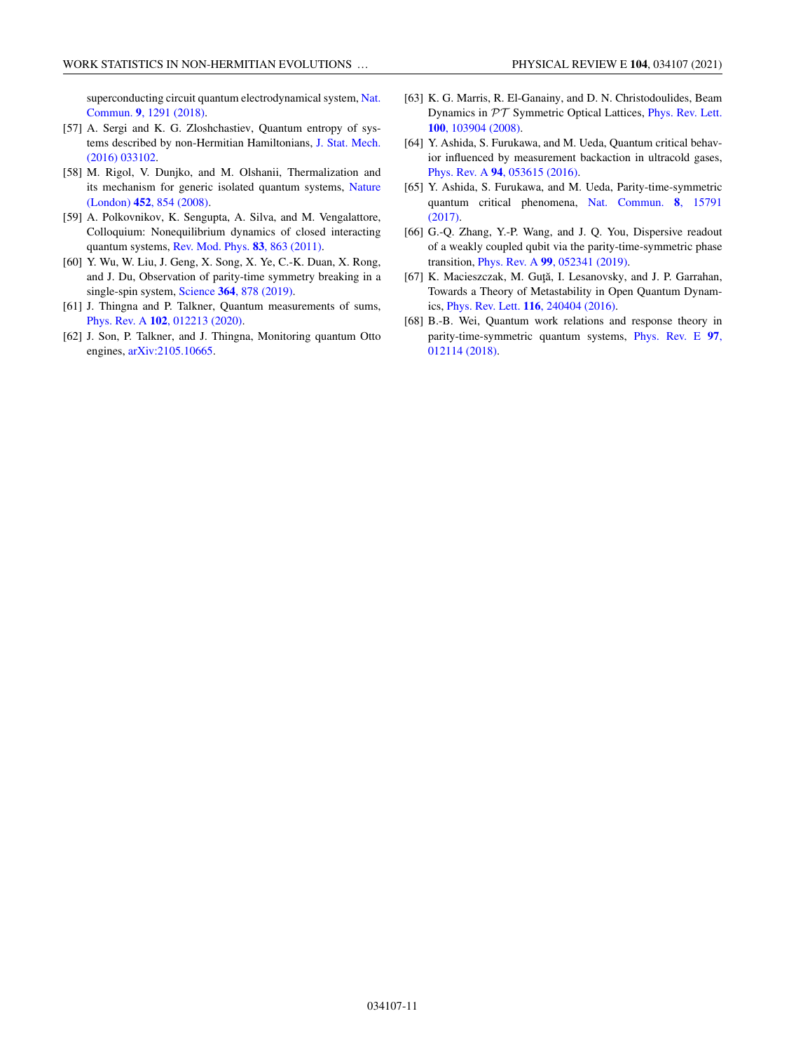superconducting circuit quantum electrodynamical system, Nat. Commun. **9**, 1291 (2018).

[57] A. Sergi and K. G. Zloshchastiev, Quantum entropy of systems described by non-Hermitian Hamiltonians, J. Stat. Mech. (2016) 033102.

[58] M. Rigol, V. Dunjko, and M. Olshanii, Thermalization and its mechanism for generic isolated quantum systems, Nature (London) **452**, 854 (2008).

[59] A. Polkovnikov, K. Sengupta, A. Silva, and M. Vengalattore, Colloquium: Nonequilibrium dynamics of closed interacting quantum systems, Rev. Mod. Phys. **83**, 863 (2011).

[60] Y. Wu, W. Liu, J. Geng, X. Song, X. Ye, C.-K. Duan, X. Rong, and J. Du, Observation of parity-time symmetry breaking in a single-spin system, Science **364**, 878 (2019).

[61] J. Thingna and P. Talkner, Quantum measurements of sums, Phys. Rev. A **102**, 012213 (2020).

[62] J. Son, P. Talkner, and J. Thingna, Monitoring quantum Otto engines, arXiv:2105.10665.

[63] K. G. Marris, R. El-Ganainy, and D. N. Christodoulides, Beam Dynamics in $\mathcal{PT}$ Symmetric Optical Lattices, Phys. Rev. Lett. **100**, 103904 (2008).

[64] Y. Ashida, S. Furukawa, and M. Ueda, Quantum critical behavior influenced by measurement backaction in ultracold gases, Phys. Rev. A **94**, 053615 (2016).

[65] Y. Ashida, S. Furukawa, and M. Ueda, Parity-time-symmetric quantum critical phenomena, Nat. Commun. **8**, 15791 (2017).

[66] G.-Q. Zhang, Y.-P. Wang, and J. Q. You, Dispersive readout of a weakly coupled qubit via the parity-time-symmetric phase transition, Phys. Rev. A **99**, 052341 (2019).

[67] K. Macieszczak, M. Guţă, I. Lesanovsky, and J. P. Garrahan, Towards a Theory of Metastability in Open Quantum Dynamics, Phys. Rev. Lett. **116**, 240404 (2016).

[68] B.-B. Wei, Quantum work relations and response theory in parity-time-symmetric quantum systems, Phys. Rev. E **97**, 012114 (2018).